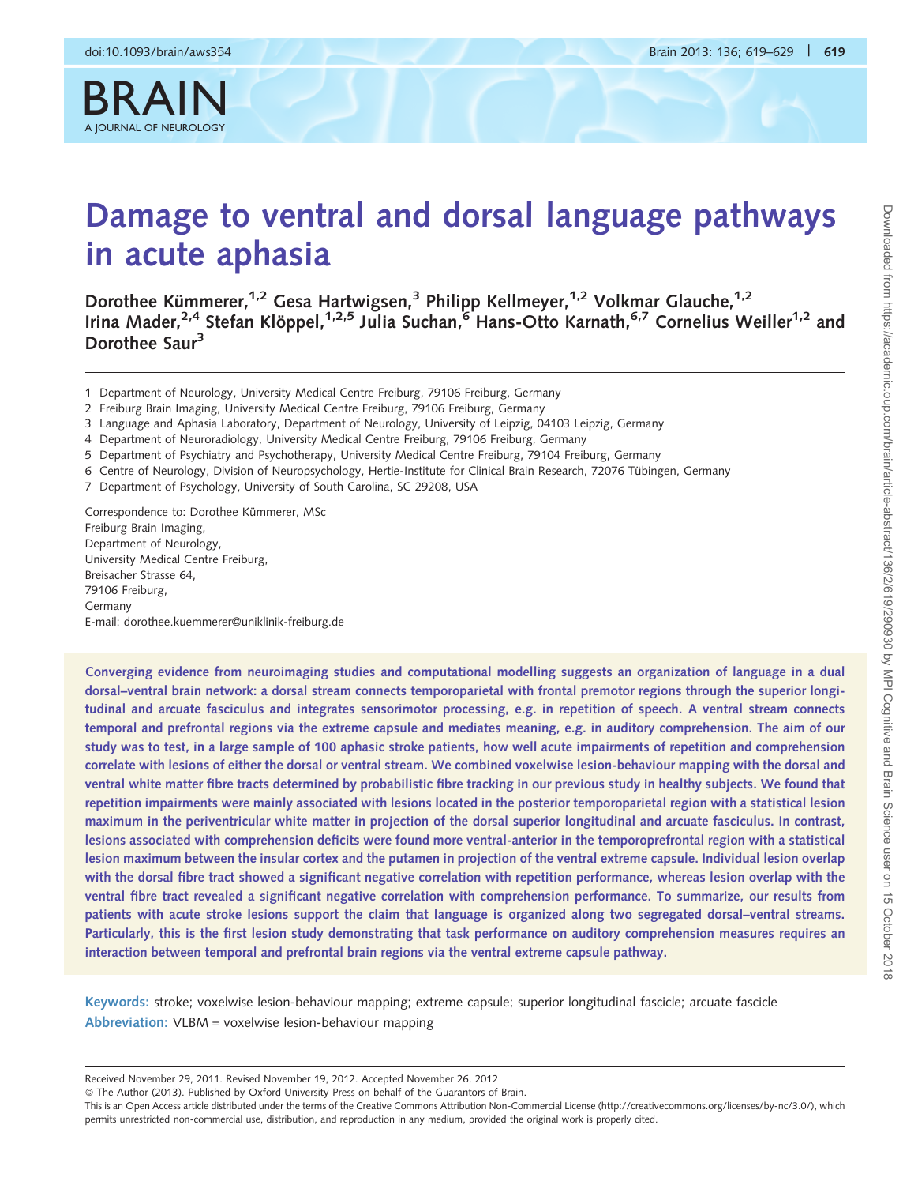# Damage to ventral and dorsal language pathways in acute aphasia

**Dorothee Kümmerer,[1,2] Gesa Hartwigsen,[3] Philipp Kellmeyer,[1,2] Volkmar Glauche,[1,2] Irina Mader,[2,4] Stefan Klöppel,[1,2,5] Julia Suchan,[6] Hans-Otto Karnath,[6,7] Cornelius Weiller[1,2] and Dorothee Saur[3]**

1 Department of Neurology, University Medical Centre Freiburg, 79106 Freiburg, Germany
2 Freiburg Brain Imaging, University Medical Centre Freiburg, 79106 Freiburg, Germany
3 Language and Aphasia Laboratory, Department of Neurology, University of Leipzig, 04103 Leipzig, Germany
4 Department of Neuroradiology, University Medical Centre Freiburg, 79106 Freiburg, Germany
5 Department of Psychiatry and Psychotherapy, University Medical Centre Freiburg, 79104 Freiburg, Germany
6 Centre of Neurology, Division of Neuropsychology, Hertie-Institute for Clinical Brain Research, 72076 Tübingen, Germany
7 Department of Psychology, University of South Carolina, SC 29208, USA

Correspondence to: Dorothee Kümmerer, MSc
Freiburg Brain Imaging,
Department of Neurology,
University Medical Centre Freiburg,
Breisacher Strasse 64,
79106 Freiburg,
Germany
E-mail: dorothee.kuemmerer@uniklinik-freiburg.de

**Converging evidence from neuroimaging studies and computational modelling suggests an organization of language in a dual dorsal–ventral brain network: a dorsal stream connects temporoparietal with frontal premotor regions through the superior longitudinal and arcuate fasciculus and integrates sensorimotor processing, e.g. in repetition of speech. A ventral stream connects temporal and prefrontal regions via the extreme capsule and mediates meaning, e.g. in auditory comprehension. The aim of our study was to test, in a large sample of 100 aphasic stroke patients, how well acute impairments of repetition and comprehension correlate with lesions of either the dorsal or ventral stream. We combined voxelwise lesion-behaviour mapping with the dorsal and ventral white matter fibre tracts determined by probabilistic fibre tracking in our previous study in healthy subjects. We found that repetition impairments were mainly associated with lesions located in the posterior temporoparietal region with a statistical lesion maximum in the periventricular white matter in projection of the dorsal superior longitudinal and arcuate fasciculus. In contrast, lesions associated with comprehension deficits were found more ventral-anterior in the temporoprefrontal region with a statistical lesion maximum between the insular cortex and the putamen in projection of the ventral extreme capsule. Individual lesion overlap with the dorsal fibre tract showed a significant negative correlation with repetition performance, whereas lesion overlap with the ventral fibre tract revealed a significant negative correlation with comprehension performance. To summarize, our results from patients with acute stroke lesions support the claim that language is organized along two segregated dorsal–ventral streams. Particularly, this is the first lesion study demonstrating that task performance on auditory comprehension measures requires an interaction between temporal and prefrontal brain regions via the ventral extreme capsule pathway.**

**Keywords:** stroke; voxelwise lesion-behaviour mapping; extreme capsule; superior longitudinal fascicle; arcuate fascicle
**Abbreviation:** VLBM = voxelwise lesion-behaviour mapping

Received November 29, 2011. Revised November 19, 2012. Accepted November 26, 2012
© The Author (2013). Published by Oxford University Press on behalf of the Guarantors of Brain.
This is an Open Access article distributed under the terms of the Creative Commons Attribution Non-Commercial License (http://creativecommons.org/licenses/by-nc/3.0/), which permits unrestricted non-commercial use, distribution, and reproduction in any medium, provided the original work is properly cited.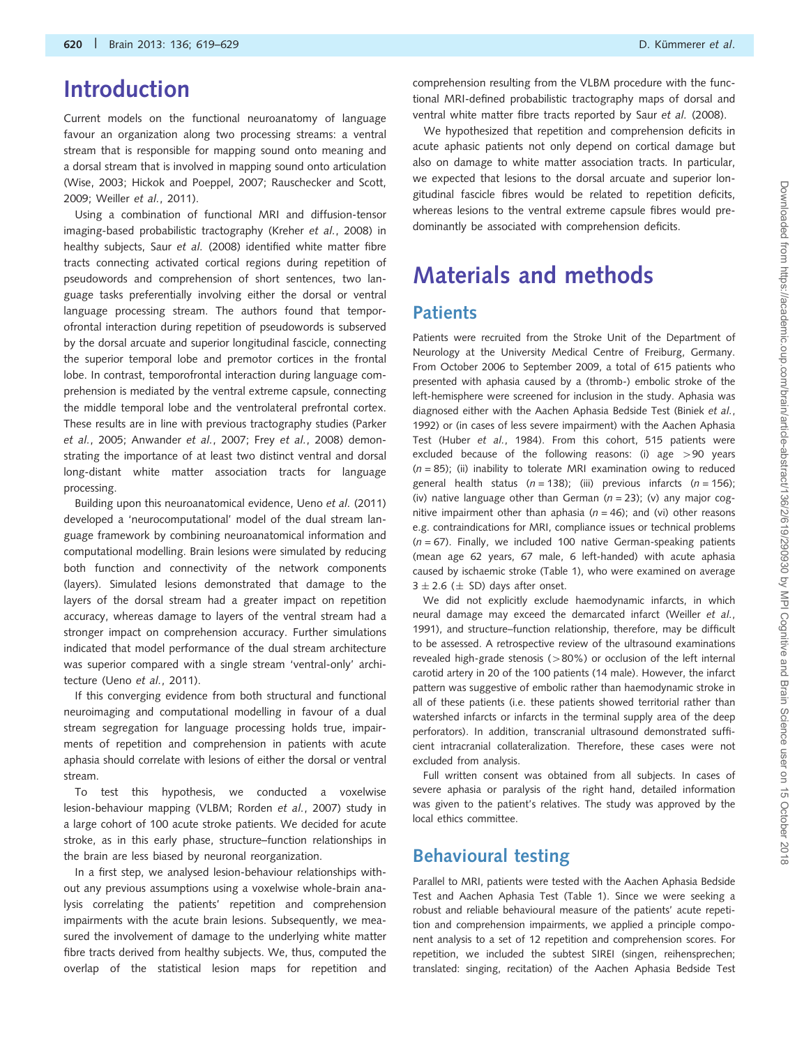# Introduction

Current models on the functional neuroanatomy of language favour an organization along two processing streams: a ventral stream that is responsible for mapping sound onto meaning and a dorsal stream that is involved in mapping sound onto articulation (Wise, 2003; Hickok and Poeppel, 2007; Rauschecker and Scott, 2009; Weiller *et al.*, 2011).

Using a combination of functional MRI and diffusion-tensor imaging-based probabilistic tractography (Kreher *et al.*, 2008) in healthy subjects, Saur *et al.* (2008) identified white matter fibre tracts connecting activated cortical regions during repetition of pseudowords and comprehension of short sentences, two language tasks preferentially involving either the dorsal or ventral language processing stream. The authors found that temporofrontal interaction during repetition of pseudowords is subserved by the dorsal arcuate and superior longitudinal fascicle, connecting the superior temporal lobe and premotor cortices in the frontal lobe. In contrast, temporofrontal interaction during language comprehension is mediated by the ventral extreme capsule, connecting the middle temporal lobe and the ventrolateral prefrontal cortex. These results are in line with previous tractography studies (Parker *et al.*, 2005; Anwander *et al.*, 2007; Frey *et al.*, 2008) demonstrating the importance of at least two distinct ventral and dorsal long-distant white matter association tracts for language processing.

Building upon this neuroanatomical evidence, Ueno *et al.* (2011) developed a 'neurocomputational' model of the dual stream language framework by combining neuroanatomical information and computational modelling. Brain lesions were simulated by reducing both function and connectivity of the network components (layers). Simulated lesions demonstrated that damage to the layers of the dorsal stream had a greater impact on repetition accuracy, whereas damage to layers of the ventral stream had a stronger impact on comprehension accuracy. Further simulations indicated that model performance of the dual stream architecture was superior compared with a single stream 'ventral-only' architecture (Ueno *et al.*, 2011).

If this converging evidence from both structural and functional neuroimaging and computational modelling in favour of a dual stream segregation for language processing holds true, impairments of repetition and comprehension in patients with acute aphasia should correlate with lesions of either the dorsal or ventral stream.

To test this hypothesis, we conducted a voxelwise lesion-behaviour mapping (VLBM; Rorden *et al.*, 2007) study in a large cohort of 100 acute stroke patients. We decided for acute stroke, as in this early phase, structure–function relationships in the brain are less biased by neuronal reorganization.

In a first step, we analysed lesion-behaviour relationships without any previous assumptions using a voxelwise whole-brain analysis correlating the patients' repetition and comprehension impairments with the acute brain lesions. Subsequently, we measured the involvement of damage to the underlying white matter fibre tracts derived from healthy subjects. We, thus, computed the overlap of the statistical lesion maps for repetition and comprehension resulting from the VLBM procedure with the functional MRI-defined probabilistic tractography maps of dorsal and ventral white matter fibre tracts reported by Saur *et al.* (2008).

We hypothesized that repetition and comprehension deficits in acute aphasic patients not only depend on cortical damage but also on damage to white matter association tracts. In particular, we expected that lesions to the dorsal arcuate and superior longitudinal fascicle fibres would be related to repetition deficits, whereas lesions to the ventral extreme capsule fibres would predominantly be associated with comprehension deficits.

# Materials and methods

## Patients

Patients were recruited from the Stroke Unit of the Department of Neurology at the University Medical Centre of Freiburg, Germany. From October 2006 to September 2009, a total of 615 patients who presented with aphasia caused by a (thromb-) embolic stroke of the left-hemisphere were screened for inclusion in the study. Aphasia was diagnosed either with the Aachen Aphasia Bedside Test (Biniek *et al.*, 1992) or (in cases of less severe impairment) with the Aachen Aphasia Test (Huber *et al.*, 1984). From this cohort, 515 patients were excluded because of the following reasons: (i) age >90 years ($n = 85$); (ii) inability to tolerate MRI examination owing to reduced general health status ($n = 138$); (iii) previous infarcts ($n = 156$); (iv) native language other than German ($n = 23$); (v) any major cognitive impairment other than aphasia ($n = 46$); and (vi) other reasons e.g. contraindications for MRI, compliance issues or technical problems ($n = 67$). Finally, we included 100 native German-speaking patients (mean age 62 years, 67 male, 6 left-handed) with acute aphasia caused by ischaemic stroke (Table 1), who were examined on average $3 \pm 2.6$ ($\pm$ SD) days after onset.

We did not explicitly exclude haemodynamic infarcts, in which neural damage may exceed the demarcated infarct (Weiller *et al.*, 1991), and structure–function relationship, therefore, may be difficult to be assessed. A retrospective review of the ultrasound examinations revealed high-grade stenosis (>80%) or occlusion of the left internal carotid artery in 20 of the 100 patients (14 male). However, the infarct pattern was suggestive of embolic rather than haemodynamic stroke in all of these patients (i.e. these patients showed territorial rather than watershed infarcts or infarcts in the terminal supply area of the deep perforators). In addition, transcranial ultrasound demonstrated sufficient intracranial collateralization. Therefore, these cases were not excluded from analysis.

Full written consent was obtained from all subjects. In cases of severe aphasia or paralysis of the right hand, detailed information was given to the patient's relatives. The study was approved by the local ethics committee.

## Behavioural testing

Parallel to MRI, patients were tested with the Aachen Aphasia Bedside Test and Aachen Aphasia Test (Table 1). Since we were seeking a robust and reliable behavioural measure of the patients' acute repetition and comprehension impairments, we applied a principle component analysis to a set of 12 repetition and comprehension scores. For repetition, we included the subtest SIREI (singen, reihensprechen; translated: singing, recitation) of the Aachen Aphasia Bedside Test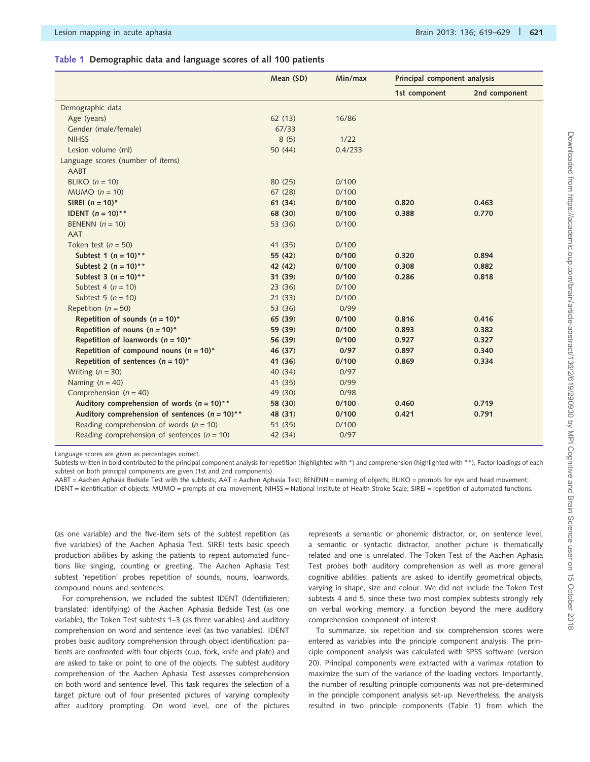**Table 1 Demographic data and language scores of all 100 patients**

| | Mean (SD) | Min/max | Principal component analysis | |
|---|---|---|---|---|
| | | | 1st component | 2nd component |
| Demographic data | | | | |
| Age (years) | 62 (13) | 16/86 | | |
| Gender (male/female) | 67/33 | | | |
| NIHSS | 8 (5) | 1/22 | | |
| Lesion volume (ml) | 50 (44) | 0.4/233 | | |
| Language scores (number of items) | | | | |
| AABT | | | | |
| BLIKO (*n* = 10) | 80 (25) | 0/100 | | |
| MUMO (*n* = 10) | 67 (28) | 0/100 | | |
| **SIREI (*n* = 10)*** | **61 (34)** | **0/100** | **0.820** | **0.463** |
| **IDENT (*n* = 10)**** | **68 (30)** | **0/100** | **0.388** | **0.770** |
| BENENN (*n* = 10) | 53 (36) | 0/100 | | |
| AAT | | | | |
| Token test (*n* = 50) | 41 (35) | 0/100 | | |
| **Subtest 1 (*n* = 10)**** | **55 (42)** | **0/100** | **0.320** | **0.894** |
| **Subtest 2 (*n* = 10)**** | **42 (42)** | **0/100** | **0.308** | **0.882** |
| **Subtest 3 (*n* = 10)**** | **31 (39)** | **0/100** | **0.286** | **0.818** |
| Subtest 4 (*n* = 10) | 23 (36) | 0/100 | | |
| Subtest 5 (*n* = 10) | 21 (33) | 0/100 | | |
| Repetition (*n* = 50) | 53 (36) | 0/99 | | |
| **Repetition of sounds (*n* = 10)*** | **65 (39)** | **0/100** | **0.816** | **0.416** |
| **Repetition of nouns (*n* = 10)*** | **59 (39)** | **0/100** | **0.893** | **0.382** |
| **Repetition of loanwords (*n* = 10)*** | **56 (39)** | **0/100** | **0.927** | **0.327** |
| **Repetition of compound nouns (*n* = 10)*** | **46 (37)** | **0/97** | **0.897** | **0.340** |
| **Repetition of sentences (*n* = 10)*** | **41 (36)** | **0/100** | **0.869** | **0.334** |
| Writing (*n* = 30) | 40 (34) | 0/97 | | |
| Naming (*n* = 40) | 41 (35) | 0/99 | | |
| Comprehension (*n* = 40) | 49 (30) | 0/98 | | |
| **Auditory comprehension of words (*n* = 10)**** | **58 (30)** | **0/100** | **0.460** | **0.719** |
| **Auditory comprehension of sentences (*n* = 10)**** | **48 (31)** | **0/100** | **0.421** | **0.791** |
| Reading comprehension of words (*n* = 10) | 51 (35) | 0/100 | | |
| Reading comprehension of sentences (*n* = 10) | 42 (34) | 0/97 | | |

Language scores are given as percentages correct.

Subtests written in bold contributed to the principal component analysis for repetition (highlighted with *) and comprehension (highlighted with **). Factor loadings of each subtest on both principal components are given (1st and 2nd components).

AABT = Aachen Aphasia Bedside Test with the subtests; AAT = Aachen Aphasia Test; BENENN = naming of objects; BLIKO = prompts for eye and head movement; IDENT = identification of objects; MUMO = prompts of oral movement; NIHSS = National Institute of Health Stroke Scale; SIREI = repetition of automated functions.

(as one variable) and the five-item sets of the subtest repetition (as five variables) of the Aachen Aphasia Test. SIREI tests basic speech production abilities by asking the patients to repeat automated functions like singing, counting or greeting. The Aachen Aphasia Test subtest 'repetition' probes repetition of sounds, nouns, loanwords, compound nouns and sentences.

For comprehension, we included the subtest IDENT (Identifizieren; translated: identifying) of the Aachen Aphasia Bedside Test (as one variable), the Token Test subtests 1–3 (as three variables) and auditory comprehension on word and sentence level (as two variables). IDENT probes basic auditory comprehension through object identification: patients are confronted with four objects (cup, fork, knife and plate) and are asked to take or point to one of the objects. The subtest auditory comprehension of the Aachen Aphasia Test assesses comprehension on both word and sentence level. This task requires the selection of a target picture out of four presented pictures of varying complexity after auditory prompting. On word level, one of the pictures represents a semantic or phonemic distractor, or, on sentence level, a semantic or syntactic distractor, another picture is thematically related and one is unrelated. The Token Test of the Aachen Aphasia Test probes both auditory comprehension as well as more general cognitive abilities: patients are asked to identify geometrical objects, varying in shape, size and colour. We did not include the Token Test subtests 4 and 5, since these two most complex subtests strongly rely on verbal working memory, a function beyond the mere auditory comprehension component of interest.

To summarize, six repetition and six comprehension scores were entered as variables into the principle component analysis. The principle component analysis was calculated with SPSS software (version 20). Principal components were extracted with a varimax rotation to maximize the sum of the variance of the loading vectors. Importantly, the number of resulting principle components was not pre-determined in the principle component analysis set-up. Nevertheless, the analysis resulted in two principle components (Table 1) from which the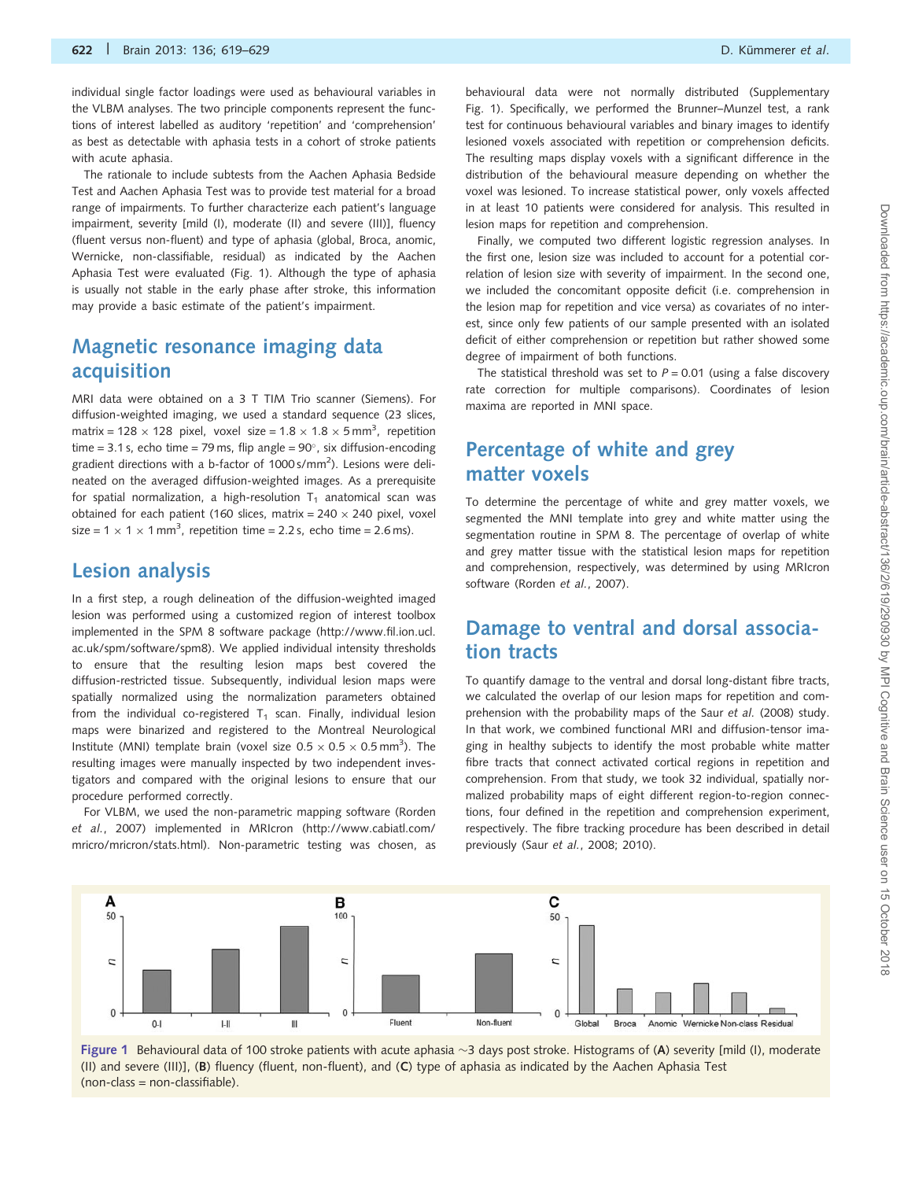individual single factor loadings were used as behavioural variables in the VLBM analyses. The two principle components represent the functions of interest labelled as auditory 'repetition' and 'comprehension' as best as detectable with aphasia tests in a cohort of stroke patients with acute aphasia.

The rationale to include subtests from the Aachen Aphasia Bedside Test and Aachen Aphasia Test was to provide test material for a broad range of impairments. To further characterize each patient's language impairment, severity [mild (I), moderate (II) and severe (III)], fluency (fluent versus non-fluent) and type of aphasia (global, Broca, anomic, Wernicke, non-classifiable, residual) as indicated by the Aachen Aphasia Test were evaluated (Fig. 1). Although the type of aphasia is usually not stable in the early phase after stroke, this information may provide a basic estimate of the patient's impairment.

## Magnetic resonance imaging data acquisition

MRI data were obtained on a 3 T TIM Trio scanner (Siemens). For diffusion-weighted imaging, we used a standard sequence (23 slices, matrix = $128 \times 128$ pixel, voxel size = $1.8 \times 1.8 \times 5\,\text{mm}^3$, repetition time = 3.1 s, echo time = 79 ms, flip angle = 90°, six diffusion-encoding gradient directions with a b-factor of $1000\,\text{s/mm}^2$). Lesions were delineated on the averaged diffusion-weighted images. As a prerequisite for spatial normalization, a high-resolution $T_1$ anatomical scan was obtained for each patient (160 slices, matrix = $240 \times 240$ pixel, voxel size = $1 \times 1 \times 1\,\text{mm}^3$, repetition time = 2.2 s, echo time = 2.6 ms).

## Lesion analysis

In a first step, a rough delineation of the diffusion-weighted imaged lesion was performed using a customized region of interest toolbox implemented in the SPM 8 software package (http://www.fil.ion.ucl.ac.uk/spm/software/spm8). We applied individual intensity thresholds to ensure that the resulting lesion maps best covered the diffusion-restricted tissue. Subsequently, individual lesion maps were spatially normalized using the normalization parameters obtained from the individual co-registered $T_1$ scan. Finally, individual lesion maps were binarized and registered to the Montreal Neurological Institute (MNI) template brain (voxel size $0.5 \times 0.5 \times 0.5\,\text{mm}^3$). The resulting images were manually inspected by two independent investigators and compared with the original lesions to ensure that our procedure performed correctly.

For VLBM, we used the non-parametric mapping software (Rorden *et al.*, 2007) implemented in MRIcron (http://www.cabiatl.com/mricro/mricron/stats.html). Non-parametric testing was chosen, as behavioural data were not normally distributed (Supplementary Fig. 1). Specifically, we performed the Brunner–Munzel test, a rank test for continuous behavioural variables and binary images to identify lesioned voxels associated with repetition or comprehension deficits. The resulting maps display voxels with a significant difference in the distribution of the behavioural measure depending on whether the voxel was lesioned. To increase statistical power, only voxels affected in at least 10 patients were considered for analysis. This resulted in lesion maps for repetition and comprehension.

Finally, we computed two different logistic regression analyses. In the first one, lesion size was included to account for a potential correlation of lesion size with severity of impairment. In the second one, we included the concomitant opposite deficit (i.e. comprehension in the lesion map for repetition and vice versa) as covariates of no interest, since only few patients of our sample presented with an isolated deficit of either comprehension or repetition but rather showed some degree of impairment of both functions.

The statistical threshold was set to $P = 0.01$ (using a false discovery rate correction for multiple comparisons). Coordinates of lesion maxima are reported in MNI space.

## Percentage of white and grey matter voxels

To determine the percentage of white and grey matter voxels, we segmented the MNI template into grey and white matter using the segmentation routine in SPM 8. The percentage of overlap of white and grey matter tissue with the statistical lesion maps for repetition and comprehension, respectively, was determined by using MRIcron software (Rorden *et al.*, 2007).

## Damage to ventral and dorsal association tracts

To quantify damage to the ventral and dorsal long-distant fibre tracts, we calculated the overlap of our lesion maps for repetition and comprehension with the probability maps of the Saur *et al.* (2008) study. In that work, we combined functional MRI and diffusion-tensor imaging in healthy subjects to identify the most probable white matter fibre tracts that connect activated cortical regions in repetition and comprehension. From that study, we took 32 individual, spatially normalized probability maps of eight different region-to-region connections, four defined in the repetition and comprehension experiment, respectively. The fibre tracking procedure has been described in detail previously (Saur *et al.*, 2008; 2010).

**Figure 1** Behavioural data of 100 stroke patients with acute aphasia ~3 days post stroke. Histograms of (**A**) severity [mild (I), moderate (II) and severe (III)], (**B**) fluency (fluent, non-fluent), and (**C**) type of aphasia as indicated by the Aachen Aphasia Test (non-class = non-classifiable).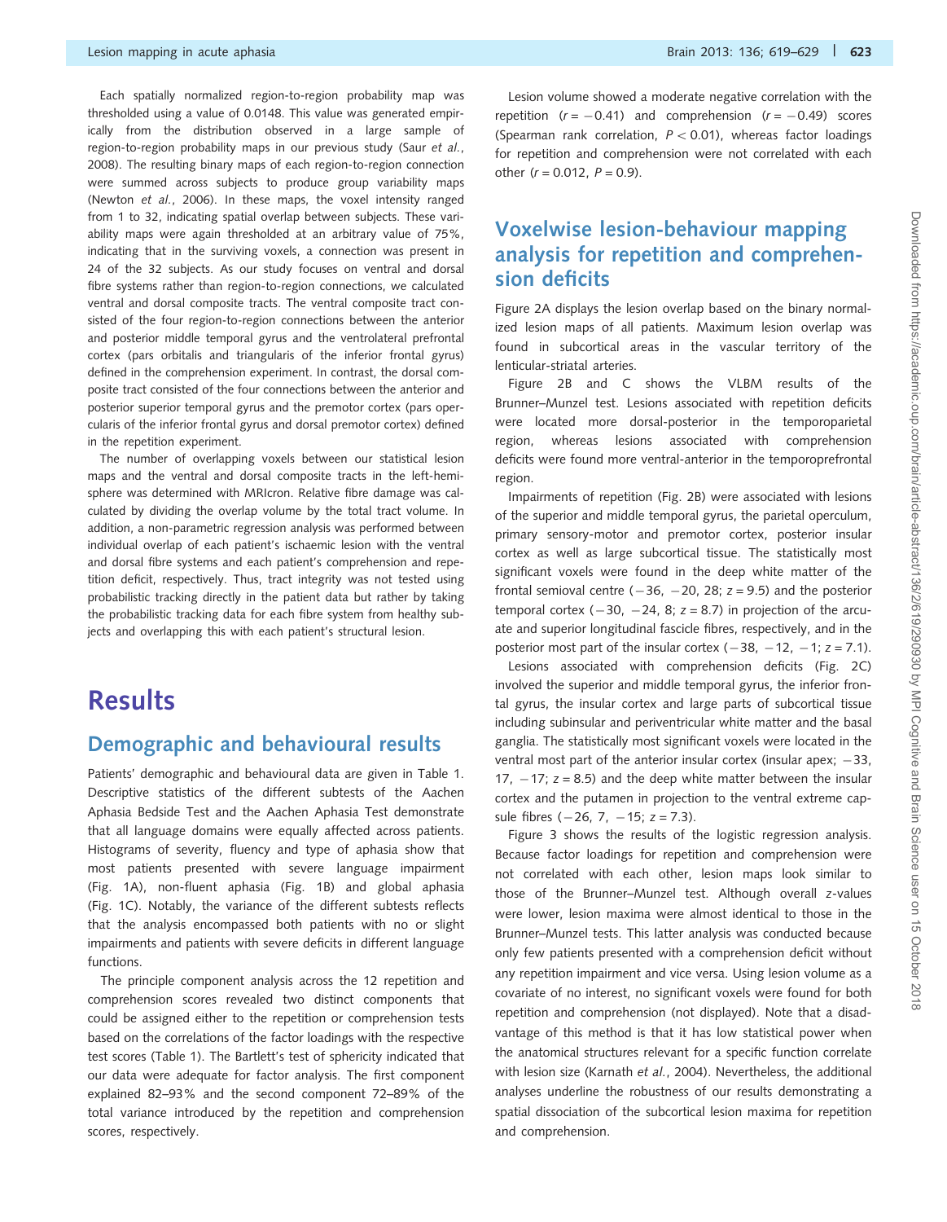Each spatially normalized region-to-region probability map was thresholded using a value of 0.0148. This value was generated empirically from the distribution observed in a large sample of region-to-region probability maps in our previous study (Saur *et al.*, 2008). The resulting binary maps of each region-to-region connection were summed across subjects to produce group variability maps (Newton *et al.*, 2006). In these maps, the voxel intensity ranged from 1 to 32, indicating spatial overlap between subjects. These variability maps were again thresholded at an arbitrary value of 75%, indicating that in the surviving voxels, a connection was present in 24 of the 32 subjects. As our study focuses on ventral and dorsal fibre systems rather than region-to-region connections, we calculated ventral and dorsal composite tracts. The ventral composite tract consisted of the four region-to-region connections between the anterior and posterior middle temporal gyrus and the ventrolateral prefrontal cortex (pars orbitalis and triangularis of the inferior frontal gyrus) defined in the comprehension experiment. In contrast, the dorsal composite tract consisted of the four connections between the anterior and posterior superior temporal gyrus and the premotor cortex (pars opercularis of the inferior frontal gyrus and dorsal premotor cortex) defined in the repetition experiment.

The number of overlapping voxels between our statistical lesion maps and the ventral and dorsal composite tracts in the left-hemisphere was determined with MRIcron. Relative fibre damage was calculated by dividing the overlap volume by the total tract volume. In addition, a non-parametric regression analysis was performed between individual overlap of each patient's ischaemic lesion with the ventral and dorsal fibre systems and each patient's comprehension and repetition deficit, respectively. Thus, tract integrity was not tested using probabilistic tracking directly in the patient data but rather by taking the probabilistic tracking data for each fibre system from healthy subjects and overlapping this with each patient's structural lesion.

# Results

## Demographic and behavioural results

Patients' demographic and behavioural data are given in Table 1. Descriptive statistics of the different subtests of the Aachen Aphasia Bedside Test and the Aachen Aphasia Test demonstrate that all language domains were equally affected across patients. Histograms of severity, fluency and type of aphasia show that most patients presented with severe language impairment (Fig. 1A), non-fluent aphasia (Fig. 1B) and global aphasia (Fig. 1C). Notably, the variance of the different subtests reflects that the analysis encompassed both patients with no or slight impairments and patients with severe deficits in different language functions.

The principle component analysis across the 12 repetition and comprehension scores revealed two distinct components that could be assigned either to the repetition or comprehension tests based on the correlations of the factor loadings with the respective test scores (Table 1). The Bartlett's test of sphericity indicated that our data were adequate for factor analysis. The first component explained 82–93% and the second component 72–89% of the total variance introduced by the repetition and comprehension scores, respectively.

Lesion volume showed a moderate negative correlation with the repetition ($r = -0.41$) and comprehension ($r = -0.49$) scores (Spearman rank correlation, $P < 0.01$), whereas factor loadings for repetition and comprehension were not correlated with each other ($r = 0.012$, $P = 0.9$).

## Voxelwise lesion-behaviour mapping analysis for repetition and comprehension deficits

Figure 2A displays the lesion overlap based on the binary normalized lesion maps of all patients. Maximum lesion overlap was found in subcortical areas in the vascular territory of the lenticular-striatal arteries.

Figure 2B and C shows the VLBM results of the Brunner–Munzel test. Lesions associated with repetition deficits were located more dorsal-posterior in the temporoparietal region, whereas lesions associated with comprehension deficits were found more ventral-anterior in the temporoprefrontal region.

Impairments of repetition (Fig. 2B) were associated with lesions of the superior and middle temporal gyrus, the parietal operculum, primary sensory-motor and premotor cortex, posterior insular cortex as well as large subcortical tissue. The statistically most significant voxels were found in the deep white matter of the frontal semioval centre (−36, −20, 28; $z = 9.5$) and the posterior temporal cortex (−30, −24, 8; $z = 8.7$) in projection of the arcuate and superior longitudinal fascicle fibres, respectively, and in the posterior most part of the insular cortex (−38, −12, −1; $z = 7.1$).

Lesions associated with comprehension deficits (Fig. 2C) involved the superior and middle temporal gyrus, the inferior frontal gyrus, the insular cortex and large parts of subcortical tissue including subinsular and periventricular white matter and the basal ganglia. The statistically most significant voxels were located in the ventral most part of the anterior insular cortex (insular apex; −33, 17, −17; $z = 8.5$) and the deep white matter between the insular cortex and the putamen in projection to the ventral extreme capsule fibres (−26, 7, −15; $z = 7.3$).

Figure 3 shows the results of the logistic regression analysis. Because factor loadings for repetition and comprehension were not correlated with each other, lesion maps look similar to those of the Brunner–Munzel test. Although overall z-values were lower, lesion maxima were almost identical to those in the Brunner–Munzel tests. This latter analysis was conducted because only few patients presented with a comprehension deficit without any repetition impairment and vice versa. Using lesion volume as a covariate of no interest, no significant voxels were found for both repetition and comprehension (not displayed). Note that a disadvantage of this method is that it has low statistical power when the anatomical structures relevant for a specific function correlate with lesion size (Karnath *et al.*, 2004). Nevertheless, the additional analyses underline the robustness of our results demonstrating a spatial dissociation of the subcortical lesion maxima for repetition and comprehension.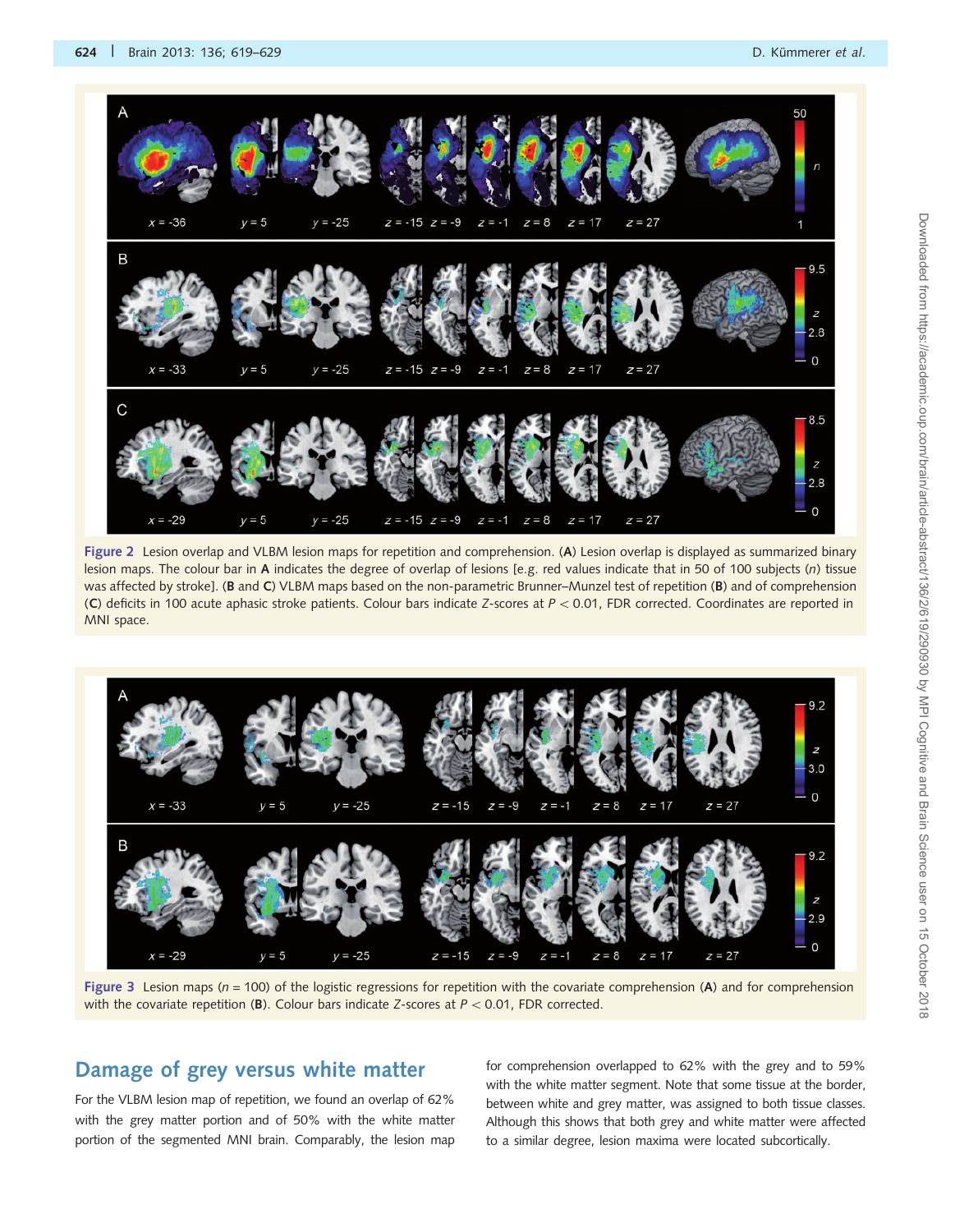Figure 2 Lesion overlap and VLBM lesion maps for repetition and comprehension. (**A**) Lesion overlap is displayed as summarized binary lesion maps. The colour bar in **A** indicates the degree of overlap of lesions [e.g. red values indicate that in 50 of 100 subjects (*n*) tissue was affected by stroke]. (**B** and **C**) VLBM maps based on the non-parametric Brunner–Munzel test of repetition (**B**) and of comprehension (**C**) deficits in 100 acute aphasic stroke patients. Colour bars indicate *Z*-scores at $P < 0.01$, FDR corrected. Coordinates are reported in MNI space.

Figure 3 Lesion maps ($n = 100$) of the logistic regressions for repetition with the covariate comprehension (**A**) and for comprehension with the covariate repetition (**B**). Colour bars indicate *Z*-scores at $P < 0.01$, FDR corrected.

## Damage of grey versus white matter

For the VLBM lesion map of repetition, we found an overlap of 62% with the grey matter portion and of 50% with the white matter portion of the segmented MNI brain. Comparably, the lesion map for comprehension overlapped to 62% with the grey and to 59% with the white matter segment. Note that some tissue at the border, between white and grey matter, was assigned to both tissue classes. Although this shows that both grey and white matter were affected to a similar degree, lesion maxima were located subcortically.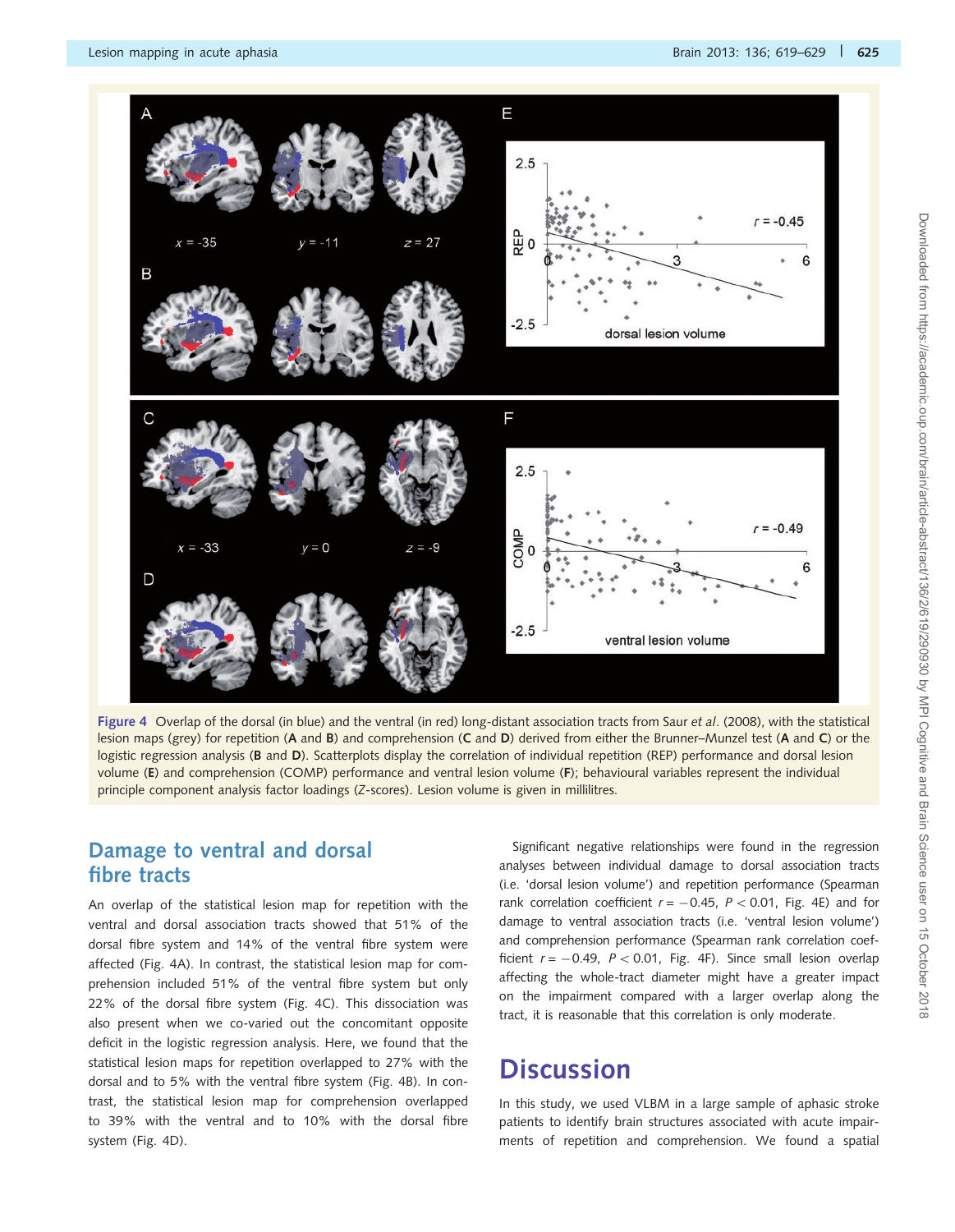**Figure 4** Overlap of the dorsal (in blue) and the ventral (in red) long-distant association tracts from Saur *et al*. (2008), with the statistical lesion maps (grey) for repetition (**A** and **B**) and comprehension (**C** and **D**) derived from either the Brunner–Munzel test (**A** and **C**) or the logistic regression analysis (**B** and **D**). Scatterplots display the correlation of individual repetition (REP) performance and dorsal lesion volume (**E**) and comprehension (COMP) performance and ventral lesion volume (**F**); behavioural variables represent the individual principle component analysis factor loadings (*Z*-scores). Lesion volume is given in millilitres.

## Damage to ventral and dorsal fibre tracts

An overlap of the statistical lesion map for repetition with the ventral and dorsal association tracts showed that 51% of the dorsal fibre system and 14% of the ventral fibre system were affected (Fig. 4A). In contrast, the statistical lesion map for comprehension included 51% of the ventral fibre system but only 22% of the dorsal fibre system (Fig. 4C). This dissociation was also present when we co-varied out the concomitant opposite deficit in the logistic regression analysis. Here, we found that the statistical lesion maps for repetition overlapped to 27% with the dorsal and to 5% with the ventral fibre system (Fig. 4B). In contrast, the statistical lesion map for comprehension overlapped to 39% with the ventral and to 10% with the dorsal fibre system (Fig. 4D).

Significant negative relationships were found in the regression analyses between individual damage to dorsal association tracts (i.e. 'dorsal lesion volume') and repetition performance (Spearman rank correlation coefficient $r = -0.45$, $P < 0.01$, Fig. 4E) and for damage to ventral association tracts (i.e. 'ventral lesion volume') and comprehension performance (Spearman rank correlation coefficient $r = -0.49$, $P < 0.01$, Fig. 4F). Since small lesion overlap affecting the whole-tract diameter might have a greater impact on the impairment compared with a larger overlap along the tract, it is reasonable that this correlation is only moderate.

# Discussion

In this study, we used VLBM in a large sample of aphasic stroke patients to identify brain structures associated with acute impairments of repetition and comprehension. We found a spatial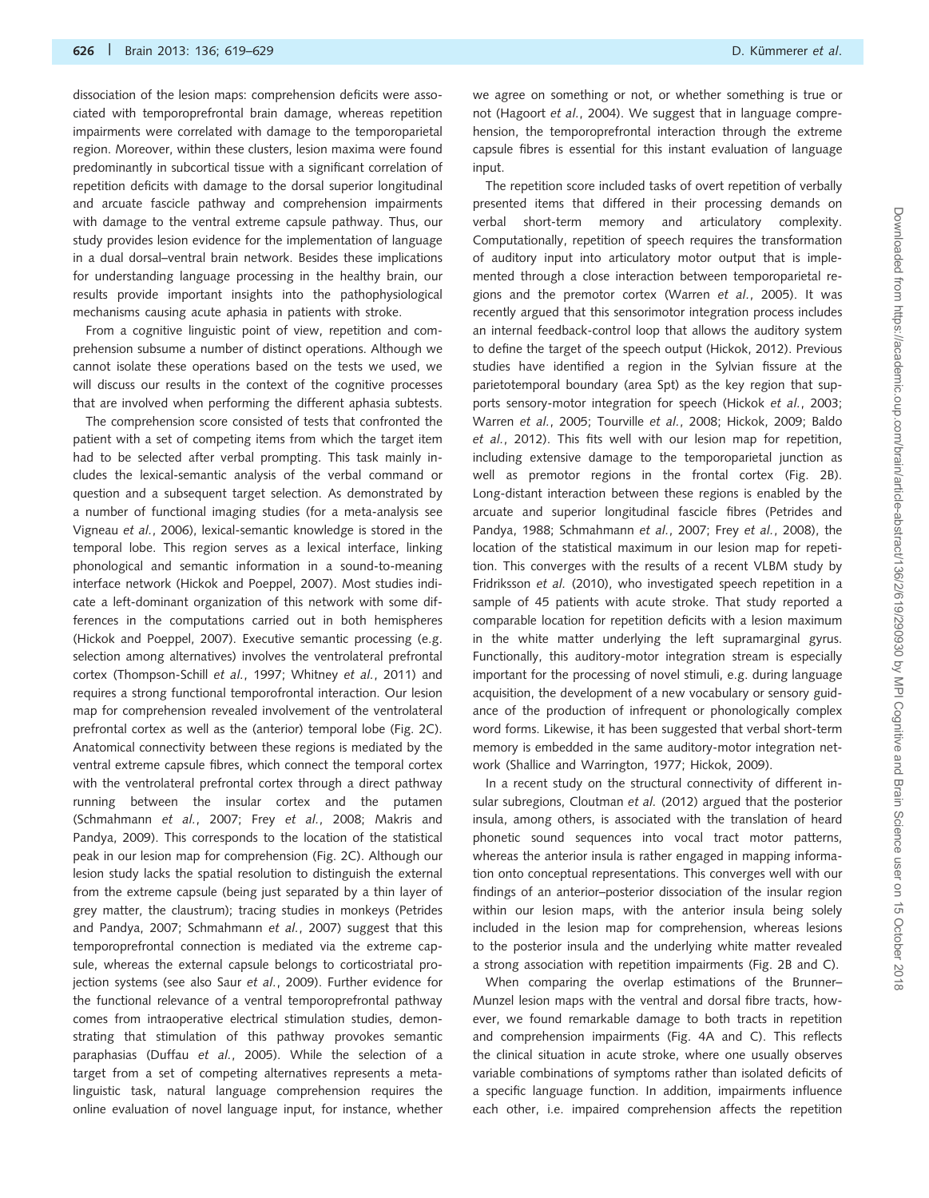dissociation of the lesion maps: comprehension deficits were associated with temporoprefrontal brain damage, whereas repetition impairments were correlated with damage to the temporoparietal region. Moreover, within these clusters, lesion maxima were found predominantly in subcortical tissue with a significant correlation of repetition deficits with damage to the dorsal superior longitudinal and arcuate fascicle pathway and comprehension impairments with damage to the ventral extreme capsule pathway. Thus, our study provides lesion evidence for the implementation of language in a dual dorsal–ventral brain network. Besides these implications for understanding language processing in the healthy brain, our results provide important insights into the pathophysiological mechanisms causing acute aphasia in patients with stroke.

From a cognitive linguistic point of view, repetition and comprehension subsume a number of distinct operations. Although we cannot isolate these operations based on the tests we used, we will discuss our results in the context of the cognitive processes that are involved when performing the different aphasia subtests.

The comprehension score consisted of tests that confronted the patient with a set of competing items from which the target item had to be selected after verbal prompting. This task mainly includes the lexical-semantic analysis of the verbal command or question and a subsequent target selection. As demonstrated by a number of functional imaging studies (for a meta-analysis see Vigneau *et al.*, 2006), lexical-semantic knowledge is stored in the temporal lobe. This region serves as a lexical interface, linking phonological and semantic information in a sound-to-meaning interface network (Hickok and Poeppel, 2007). Most studies indicate a left-dominant organization of this network with some differences in the computations carried out in both hemispheres (Hickok and Poeppel, 2007). Executive semantic processing (e.g. selection among alternatives) involves the ventrolateral prefrontal cortex (Thompson-Schill *et al.*, 1997; Whitney *et al.*, 2011) and requires a strong functional temporofrontal interaction. Our lesion map for comprehension revealed involvement of the ventrolateral prefrontal cortex as well as the (anterior) temporal lobe (Fig. 2C). Anatomical connectivity between these regions is mediated by the ventral extreme capsule fibres, which connect the temporal cortex with the ventrolateral prefrontal cortex through a direct pathway running between the insular cortex and the putamen (Schmahmann *et al.*, 2007; Frey *et al.*, 2008; Makris and Pandya, 2009). This corresponds to the location of the statistical peak in our lesion map for comprehension (Fig. 2C). Although our lesion study lacks the spatial resolution to distinguish the external from the extreme capsule (being just separated by a thin layer of grey matter, the claustrum); tracing studies in monkeys (Petrides and Pandya, 2007; Schmahmann *et al.*, 2007) suggest that this temporoprefrontal connection is mediated via the extreme capsule, whereas the external capsule belongs to corticostriatal projection systems (see also Saur *et al.*, 2009). Further evidence for the functional relevance of a ventral temporoprefrontal pathway comes from intraoperative electrical stimulation studies, demonstrating that stimulation of this pathway provokes semantic paraphasias (Duffau *et al.*, 2005). While the selection of a target from a set of competing alternatives represents a metalinguistic task, natural language comprehension requires the online evaluation of novel language input, for instance, whether we agree on something or not, or whether something is true or not (Hagoort *et al.*, 2004). We suggest that in language comprehension, the temporoprefrontal interaction through the extreme capsule fibres is essential for this instant evaluation of language input.

The repetition score included tasks of overt repetition of verbally presented items that differed in their processing demands on verbal short-term memory and articulatory complexity. Computationally, repetition of speech requires the transformation of auditory input into articulatory motor output that is implemented through a close interaction between temporoparietal regions and the premotor cortex (Warren *et al.*, 2005). It was recently argued that this sensorimotor integration process includes an internal feedback-control loop that allows the auditory system to define the target of the speech output (Hickok, 2012). Previous studies have identified a region in the Sylvian fissure at the parietotemporal boundary (area Spt) as the key region that supports sensory-motor integration for speech (Hickok *et al.*, 2003; Warren *et al.*, 2005; Tourville *et al.*, 2008; Hickok, 2009; Baldo *et al.*, 2012). This fits well with our lesion map for repetition, including extensive damage to the temporoparietal junction as well as premotor regions in the frontal cortex (Fig. 2B). Long-distant interaction between these regions is enabled by the arcuate and superior longitudinal fascicle fibres (Petrides and Pandya, 1988; Schmahmann *et al.*, 2007; Frey *et al.*, 2008), the location of the statistical maximum in our lesion map for repetition. This converges with the results of a recent VLBM study by Fridriksson *et al.* (2010), who investigated speech repetition in a sample of 45 patients with acute stroke. That study reported a comparable location for repetition deficits with a lesion maximum in the white matter underlying the left supramarginal gyrus. Functionally, this auditory-motor integration stream is especially important for the processing of novel stimuli, e.g. during language acquisition, the development of a new vocabulary or sensory guidance of the production of infrequent or phonologically complex word forms. Likewise, it has been suggested that verbal short-term memory is embedded in the same auditory-motor integration network (Shallice and Warrington, 1977; Hickok, 2009).

In a recent study on the structural connectivity of different insular subregions, Cloutman *et al.* (2012) argued that the posterior insula, among others, is associated with the translation of heard phonetic sound sequences into vocal tract motor patterns, whereas the anterior insula is rather engaged in mapping information onto conceptual representations. This converges well with our findings of an anterior–posterior dissociation of the insular region within our lesion maps, with the anterior insula being solely included in the lesion map for comprehension, whereas lesions to the posterior insula and the underlying white matter revealed a strong association with repetition impairments (Fig. 2B and C).

When comparing the overlap estimations of the Brunner–Munzel lesion maps with the ventral and dorsal fibre tracts, however, we found remarkable damage to both tracts in repetition and comprehension impairments (Fig. 4A and C). This reflects the clinical situation in acute stroke, where one usually observes variable combinations of symptoms rather than isolated deficits of a specific language function. In addition, impairments influence each other, i.e. impaired comprehension affects the repetition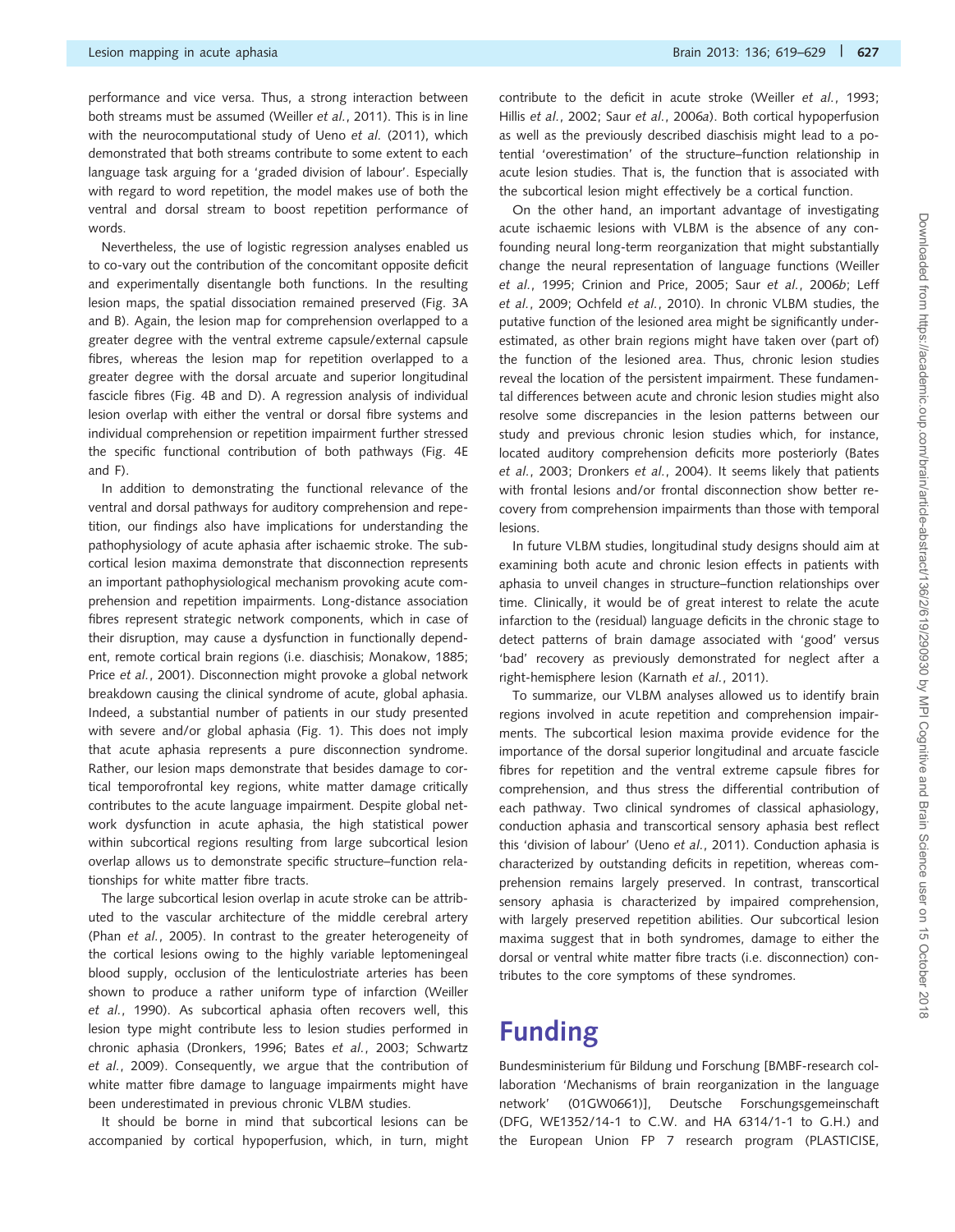performance and vice versa. Thus, a strong interaction between both streams must be assumed (Weiller *et al.*, 2011). This is in line with the neurocomputational study of Ueno *et al.* (2011), which demonstrated that both streams contribute to some extent to each language task arguing for a 'graded division of labour'. Especially with regard to word repetition, the model makes use of both the ventral and dorsal stream to boost repetition performance of words.

Nevertheless, the use of logistic regression analyses enabled us to co-vary out the contribution of the concomitant opposite deficit and experimentally disentangle both functions. In the resulting lesion maps, the spatial dissociation remained preserved (Fig. 3A and B). Again, the lesion map for comprehension overlapped to a greater degree with the ventral extreme capsule/external capsule fibres, whereas the lesion map for repetition overlapped to a greater degree with the dorsal arcuate and superior longitudinal fascicle fibres (Fig. 4B and D). A regression analysis of individual lesion overlap with either the ventral or dorsal fibre systems and individual comprehension or repetition impairment further stressed the specific functional contribution of both pathways (Fig. 4E and F).

In addition to demonstrating the functional relevance of the ventral and dorsal pathways for auditory comprehension and repetition, our findings also have implications for understanding the pathophysiology of acute aphasia after ischaemic stroke. The subcortical lesion maxima demonstrate that disconnection represents an important pathophysiological mechanism provoking acute comprehension and repetition impairments. Long-distance association fibres represent strategic network components, which in case of their disruption, may cause a dysfunction in functionally dependent, remote cortical brain regions (i.e. diaschisis; Monakow, 1885; Price *et al.*, 2001). Disconnection might provoke a global network breakdown causing the clinical syndrome of acute, global aphasia. Indeed, a substantial number of patients in our study presented with severe and/or global aphasia (Fig. 1). This does not imply that acute aphasia represents a pure disconnection syndrome. Rather, our lesion maps demonstrate that besides damage to cortical temporofrontal key regions, white matter damage critically contributes to the acute language impairment. Despite global network dysfunction in acute aphasia, the high statistical power within subcortical regions resulting from large subcortical lesion overlap allows us to demonstrate specific structure–function relationships for white matter fibre tracts.

The large subcortical lesion overlap in acute stroke can be attributed to the vascular architecture of the middle cerebral artery (Phan *et al.*, 2005). In contrast to the greater heterogeneity of the cortical lesions owing to the highly variable leptomeningeal blood supply, occlusion of the lenticulostriate arteries has been shown to produce a rather uniform type of infarction (Weiller *et al.*, 1990). As subcortical aphasia often recovers well, this lesion type might contribute less to lesion studies performed in chronic aphasia (Dronkers, 1996; Bates *et al.*, 2003; Schwartz *et al.*, 2009). Consequently, we argue that the contribution of white matter fibre damage to language impairments might have been underestimated in previous chronic VLBM studies.

It should be borne in mind that subcortical lesions can be accompanied by cortical hypoperfusion, which, in turn, might contribute to the deficit in acute stroke (Weiller *et al.*, 1993; Hillis *et al.*, 2002; Saur *et al.*, 2006*a*). Both cortical hypoperfusion as well as the previously described diaschisis might lead to a potential 'overestimation' of the structure–function relationship in acute lesion studies. That is, the function that is associated with the subcortical lesion might effectively be a cortical function.

On the other hand, an important advantage of investigating acute ischaemic lesions with VLBM is the absence of any confounding neural long-term reorganization that might substantially change the neural representation of language functions (Weiller *et al.*, 1995; Crinion and Price, 2005; Saur *et al.*, 2006*b*; Leff *et al.*, 2009; Ochfeld *et al.*, 2010). In chronic VLBM studies, the putative function of the lesioned area might be significantly underestimated, as other brain regions might have taken over (part of) the function of the lesioned area. Thus, chronic lesion studies reveal the location of the persistent impairment. These fundamental differences between acute and chronic lesion studies might also resolve some discrepancies in the lesion patterns between our study and previous chronic lesion studies which, for instance, located auditory comprehension deficits more posteriorly (Bates *et al.*, 2003; Dronkers *et al.*, 2004). It seems likely that patients with frontal lesions and/or frontal disconnection show better recovery from comprehension impairments than those with temporal lesions.

In future VLBM studies, longitudinal study designs should aim at examining both acute and chronic lesion effects in patients with aphasia to unveil changes in structure–function relationships over time. Clinically, it would be of great interest to relate the acute infarction to the (residual) language deficits in the chronic stage to detect patterns of brain damage associated with 'good' versus 'bad' recovery as previously demonstrated for neglect after a right-hemisphere lesion (Karnath *et al.*, 2011).

To summarize, our VLBM analyses allowed us to identify brain regions involved in acute repetition and comprehension impairments. The subcortical lesion maxima provide evidence for the importance of the dorsal superior longitudinal and arcuate fascicle fibres for repetition and the ventral extreme capsule fibres for comprehension, and thus stress the differential contribution of each pathway. Two clinical syndromes of classical aphasiology, conduction aphasia and transcortical sensory aphasia best reflect this 'division of labour' (Ueno *et al.*, 2011). Conduction aphasia is characterized by outstanding deficits in repetition, whereas comprehension remains largely preserved. In contrast, transcortical sensory aphasia is characterized by impaired comprehension, with largely preserved repetition abilities. Our subcortical lesion maxima suggest that in both syndromes, damage to either the dorsal or ventral white matter fibre tracts (i.e. disconnection) contributes to the core symptoms of these syndromes.

# Funding

Bundesministerium für Bildung und Forschung [BMBF-research collaboration 'Mechanisms of brain reorganization in the language network' (01GW0661)], Deutsche Forschungsgemeinschaft (DFG, WE1352/14-1 to C.W. and HA 6314/1-1 to G.H.) and the European Union FP 7 research program (PLASTICISE,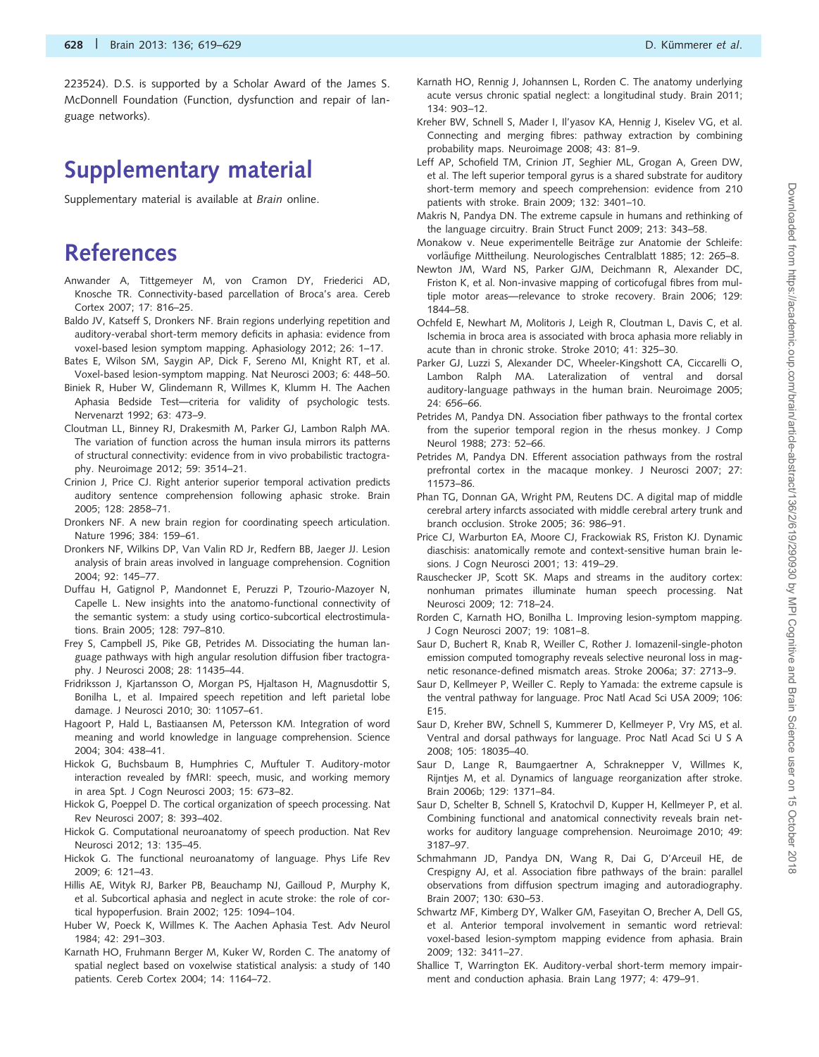223524). D.S. is supported by a Scholar Award of the James S. McDonnell Foundation (Function, dysfunction and repair of language networks).

# Supplementary material

Supplementary material is available at *Brain* online.

# References

Anwander A, Tittgemeyer M, von Cramon DY, Friederici AD, Knosche TR. Connectivity-based parcellation of Broca's area. Cereb Cortex 2007; 17: 816–25.

Baldo JV, Katseff S, Dronkers NF. Brain regions underlying repetition and auditory-verabal short-term memory deficits in aphasia: evidence from voxel-based lesion symptom mapping. Aphasiology 2012; 26: 1–17.

Bates E, Wilson SM, Saygin AP, Dick F, Sereno MI, Knight RT, et al. Voxel-based lesion-symptom mapping. Nat Neurosci 2003; 6: 448–50.

Biniek R, Huber W, Glindemann R, Willmes K, Klumm H. The Aachen Aphasia Bedside Test—criteria for validity of psychologic tests. Nervenarzt 1992; 63: 473–9.

Cloutman LL, Binney RJ, Drakesmith M, Parker GJ, Lambon Ralph MA. The variation of function across the human insula mirrors its patterns of structural connectivity: evidence from in vivo probabilistic tractography. Neuroimage 2012; 59: 3514–21.

Crinion J, Price CJ. Right anterior superior temporal activation predicts auditory sentence comprehension following aphasic stroke. Brain 2005; 128: 2858–71.

Dronkers NF. A new brain region for coordinating speech articulation. Nature 1996; 384: 159–61.

Dronkers NF, Wilkins DP, Van Valin RD Jr, Redfern BB, Jaeger JJ. Lesion analysis of brain areas involved in language comprehension. Cognition 2004; 92: 145–77.

Duffau H, Gatignol P, Mandonnet E, Peruzzi P, Tzourio-Mazoyer N, Capelle L. New insights into the anatomo-functional connectivity of the semantic system: a study using cortico-subcortical electrostimulations. Brain 2005; 128: 797–810.

Frey S, Campbell JS, Pike GB, Petrides M. Dissociating the human language pathways with high angular resolution diffusion fiber tractography. J Neurosci 2008; 28: 11435–44.

Fridriksson J, Kjartansson O, Morgan PS, Hjaltason H, Magnusdottir S, Bonilha L, et al. Impaired speech repetition and left parietal lobe damage. J Neurosci 2010; 30: 11057–61.

Hagoort P, Hald L, Bastiaansen M, Petersson KM. Integration of word meaning and world knowledge in language comprehension. Science 2004; 304: 438–41.

Hickok G, Buchsbaum B, Humphries C, Muftuler T. Auditory-motor interaction revealed by fMRI: speech, music, and working memory in area Spt. J Cogn Neurosci 2003; 15: 673–82.

Hickok G, Poeppel D. The cortical organization of speech processing. Nat Rev Neurosci 2007; 8: 393–402.

Hickok G. Computational neuroanatomy of speech production. Nat Rev Neurosci 2012; 13: 135–45.

Hickok G. The functional neuroanatomy of language. Phys Life Rev 2009; 6: 121–43.

Hillis AE, Wityk RJ, Barker PB, Beauchamp NJ, Gailloud P, Murphy K, et al. Subcortical aphasia and neglect in acute stroke: the role of cortical hypoperfusion. Brain 2002; 125: 1094–104.

Huber W, Poeck K, Willmes K. The Aachen Aphasia Test. Adv Neurol 1984; 42: 291–303.

Karnath HO, Fruhmann Berger M, Kuker W, Rorden C. The anatomy of spatial neglect based on voxelwise statistical analysis: a study of 140 patients. Cereb Cortex 2004; 14: 1164–72.

Karnath HO, Rennig J, Johannsen L, Rorden C. The anatomy underlying acute versus chronic spatial neglect: a longitudinal study. Brain 2011; 134: 903–12.

Kreher BW, Schnell S, Mader I, Il'yasov KA, Hennig J, Kiselev VG, et al. Connecting and merging fibres: pathway extraction by combining probability maps. Neuroimage 2008; 43: 81–9.

Leff AP, Schofield TM, Crinion JT, Seghier ML, Grogan A, Green DW, et al. The left superior temporal gyrus is a shared substrate for auditory short-term memory and speech comprehension: evidence from 210 patients with stroke. Brain 2009; 132: 3401–10.

Makris N, Pandya DN. The extreme capsule in humans and rethinking of the language circuitry. Brain Struct Funct 2009; 213: 343–58.

Monakow v. Neue experimentelle Beiträge zur Anatomie der Schleife: vorläufige Mittheilung. Neurologisches Centralblatt 1885; 12: 265–8.

Newton JM, Ward NS, Parker GJM, Deichmann R, Alexander DC, Friston K, et al. Non-invasive mapping of corticofugal fibres from multiple motor areas—relevance to stroke recovery. Brain 2006; 129: 1844–58.

Ochfeld E, Newhart M, Molitoris J, Leigh R, Cloutman L, Davis C, et al. Ischemia in broca area is associated with broca aphasia more reliably in acute than in chronic stroke. Stroke 2010; 41: 325–30.

Parker GJ, Luzzi S, Alexander DC, Wheeler-Kingshott CA, Ciccarelli O, Lambon Ralph MA. Lateralization of ventral and dorsal auditory-language pathways in the human brain. Neuroimage 2005; 24: 656–66.

Petrides M, Pandya DN. Association fiber pathways to the frontal cortex from the superior temporal region in the rhesus monkey. J Comp Neurol 1988; 273: 52–66.

Petrides M, Pandya DN. Efferent association pathways from the rostral prefrontal cortex in the macaque monkey. J Neurosci 2007; 27: 11573–86.

Phan TG, Donnan GA, Wright PM, Reutens DC. A digital map of middle cerebral artery infarcts associated with middle cerebral artery trunk and branch occlusion. Stroke 2005; 36: 986–91.

Price CJ, Warburton EA, Moore CJ, Frackowiak RS, Friston KJ. Dynamic diaschisis: anatomically remote and context-sensitive human brain lesions. J Cogn Neurosci 2001; 13: 419–29.

Rauschecker JP, Scott SK. Maps and streams in the auditory cortex: nonhuman primates illuminate human speech processing. Nat Neurosci 2009; 12: 718–24.

Rorden C, Karnath HO, Bonilha L. Improving lesion-symptom mapping. J Cogn Neurosci 2007; 19: 1081–8.

Saur D, Buchert R, Knab R, Weiller C, Rother J. Iomazenil-single-photon emission computed tomography reveals selective neuronal loss in magnetic resonance-defined mismatch areas. Stroke 2006a; 37: 2713–9.

Saur D, Kellmeyer P, Weiller C. Reply to Yamada: the extreme capsule is the ventral pathway for language. Proc Natl Acad Sci USA 2009; 106: E15.

Saur D, Kreher BW, Schnell S, Kummerer D, Kellmeyer P, Vry MS, et al. Ventral and dorsal pathways for language. Proc Natl Acad Sci U S A 2008; 105: 18035–40.

Saur D, Lange R, Baumgaertner A, Schraknepper V, Willmes K, Rijntjes M, et al. Dynamics of language reorganization after stroke. Brain 2006b; 129: 1371–84.

Saur D, Schelter B, Schnell S, Kratochvil D, Kupper H, Kellmeyer P, et al. Combining functional and anatomical connectivity reveals brain networks for auditory language comprehension. Neuroimage 2010; 49: 3187–97.

Schmahmann JD, Pandya DN, Wang R, Dai G, D'Arceuil HE, de Crespigny AJ, et al. Association fibre pathways of the brain: parallel observations from diffusion spectrum imaging and autoradiography. Brain 2007; 130: 630–53.

Schwartz MF, Kimberg DY, Walker GM, Faseyitan O, Brecher A, Dell GS, et al. Anterior temporal involvement in semantic word retrieval: voxel-based lesion-symptom mapping evidence from aphasia. Brain 2009; 132: 3411–27.

Shallice T, Warrington EK. Auditory-verbal short-term memory impairment and conduction aphasia. Brain Lang 1977; 4: 479–91.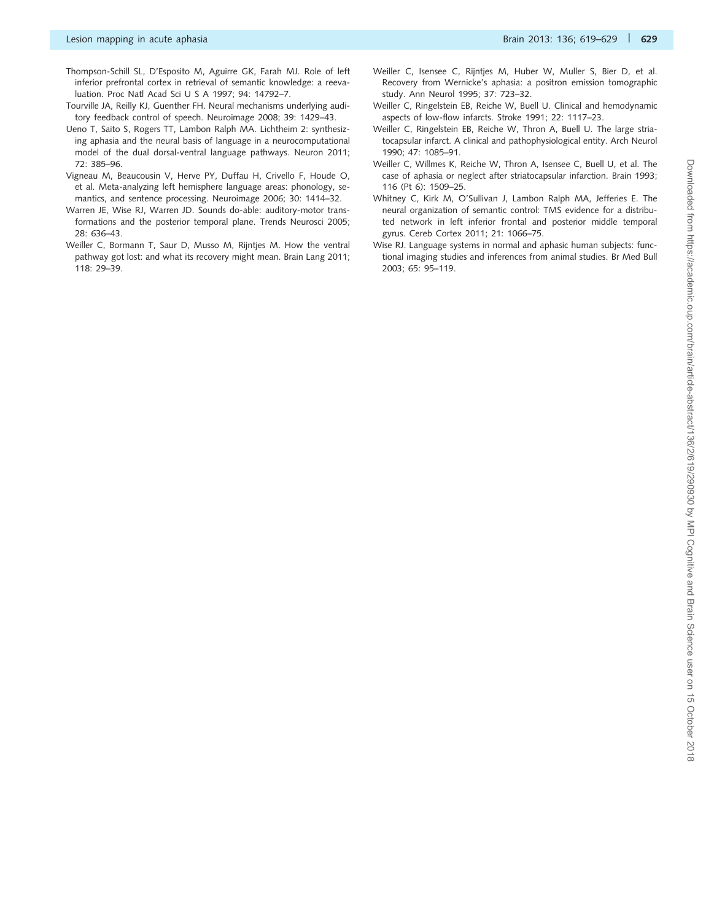Thompson-Schill SL, D'Esposito M, Aguirre GK, Farah MJ. Role of left inferior prefrontal cortex in retrieval of semantic knowledge: a reevaluation. Proc Natl Acad Sci U S A 1997; 94: 14792–7.

Tourville JA, Reilly KJ, Guenther FH. Neural mechanisms underlying auditory feedback control of speech. Neuroimage 2008; 39: 1429–43.

Ueno T, Saito S, Rogers TT, Lambon Ralph MA. Lichtheim 2: synthesizing aphasia and the neural basis of language in a neurocomputational model of the dual dorsal-ventral language pathways. Neuron 2011; 72: 385–96.

Vigneau M, Beaucousin V, Herve PY, Duffau H, Crivello F, Houde O, et al. Meta-analyzing left hemisphere language areas: phonology, semantics, and sentence processing. Neuroimage 2006; 30: 1414–32.

Warren JE, Wise RJ, Warren JD. Sounds do-able: auditory-motor transformations and the posterior temporal plane. Trends Neurosci 2005; 28: 636–43.

Weiller C, Bormann T, Saur D, Musso M, Rijntjes M. How the ventral pathway got lost: and what its recovery might mean. Brain Lang 2011; 118: 29–39.

Weiller C, Isensee C, Rijntjes M, Huber W, Muller S, Bier D, et al. Recovery from Wernicke's aphasia: a positron emission tomographic study. Ann Neurol 1995; 37: 723–32.

Weiller C, Ringelstein EB, Reiche W, Buell U. Clinical and hemodynamic aspects of low-flow infarcts. Stroke 1991; 22: 1117–23.

Weiller C, Ringelstein EB, Reiche W, Thron A, Buell U. The large striatocapsular infarct. A clinical and pathophysiological entity. Arch Neurol 1990; 47: 1085–91.

Weiller C, Willmes K, Reiche W, Thron A, Isensee C, Buell U, et al. The case of aphasia or neglect after striatocapsular infarction. Brain 1993; 116 (Pt 6): 1509–25.

Whitney C, Kirk M, O'Sullivan J, Lambon Ralph MA, Jefferies E. The neural organization of semantic control: TMS evidence for a distributed network in left inferior frontal and posterior middle temporal gyrus. Cereb Cortex 2011; 21: 1066–75.

Wise RJ. Language systems in normal and aphasic human subjects: functional imaging studies and inferences from animal studies. Br Med Bull 2003; 65: 95–119.